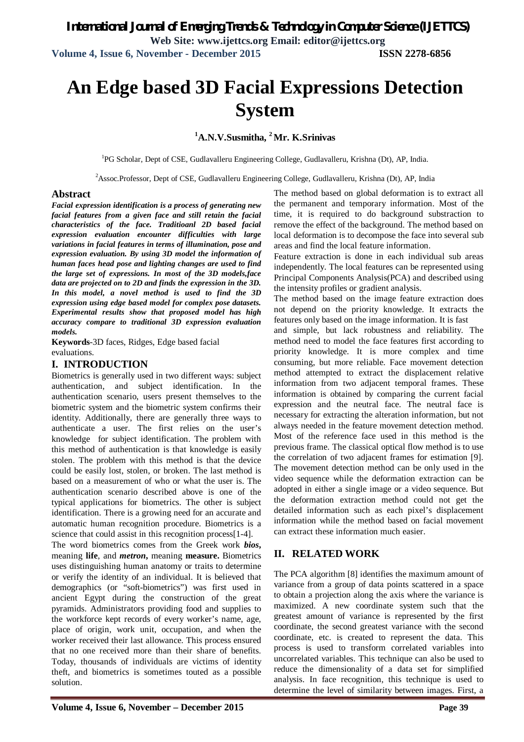# An Edge based 3D Facial Expressions Detection System

**[1]A.N.V.Susmitha, [2] Mr. K.Srinivas**

[1]PG Scholar, Dept of CSE, Gudlavalleru Engineering College, Gudlavalleru, Krishna (Dt), AP, India.

[2]Assoc.Professor, Dept of CSE, Gudlavalleru Engineering College, Gudlavalleru, Krishna (Dt), AP, India

## Abstract

***Facial expression identification is a process of generating new facial features from a given face and still retain the facial characteristics of the face. Traditioanl 2D based facial expression evaluation encounter difficulties with large variations in facial features in terms of illumination, pose and expression evaluation. By using 3D model the information of human faces head pose and lighting changes are used to find the large set of expressions. In most of the 3D models,face data are projected on to 2D and finds the expression in the 3D. In this model, a novel method is used to find the 3D expression using edge based model for complex pose datasets. Experimental results show that proposed model has high accuracy compare to traditional 3D expression evaluation models.***

**Keywords**-3D faces, Ridges, Edge based facial evaluations.

## I. INTRODUCTION

Biometrics is generally used in two different ways: subject authentication, and subject identification. In the authentication scenario, users present themselves to the biometric system and the biometric system confirms their identity. Additionally, there are generally three ways to authenticate a user. The first relies on the user's knowledge for subject identification. The problem with this method of authentication is that knowledge is easily stolen. The problem with this method is that the device could be easily lost, stolen, or broken. The last method is based on a measurement of who or what the user is. The authentication scenario described above is one of the typical applications for biometrics. The other is subject identification. There is a growing need for an accurate and automatic human recognition procedure. Biometrics is a science that could assist in this recognition process[1-4].

The word biometrics comes from the Greek work ***bios***, meaning **life**, and ***metron***, meaning **measure.** Biometrics uses distinguishing human anatomy or traits to determine or verify the identity of an individual. It is believed that demographics (or "soft-biometrics") was first used in ancient Egypt during the construction of the great pyramids. Administrators providing food and supplies to the workforce kept records of every worker's name, age, place of origin, work unit, occupation, and when the worker received their last allowance. This process ensured that no one received more than their share of benefits. Today, thousands of individuals are victims of identity theft, and biometrics is sometimes touted as a possible solution.

The method based on global deformation is to extract all the permanent and temporary information. Most of the time, it is required to do background substraction to remove the effect of the background. The method based on local deformation is to decompose the face into several sub areas and find the local feature information.

Feature extraction is done in each individual sub areas independently. The local features can be represented using Principal Components Analysis(PCA) and described using the intensity profiles or gradient analysis.

The method based on the image feature extraction does not depend on the priority knowledge. It extracts the features only based on the image information. It is fast and simple, but lack robustness and reliability. The method need to model the face features first according to priority knowledge. It is more complex and time consuming, but more reliable. Face movement detection method attempted to extract the displacement relative information from two adjacent temporal frames. These information is obtained by comparing the current facial expression and the neutral face. The neutral face is necessary for extracting the alteration information, but not always needed in the feature movement detection method. Most of the reference face used in this method is the previous frame. The classical optical flow method is to use the correlation of two adjacent frames for estimation [9]. The movement detection method can be only used in the video sequence while the deformation extraction can be adopted in either a single image or a video sequence. But the deformation extraction method could not get the detailed information such as each pixel's displacement information while the method based on facial movement can extract these information much easier.

## II. RELATED WORK

The PCA algorithm [8] identifies the maximum amount of variance from a group of data points scattered in a space to obtain a projection along the axis where the variance is maximized. A new coordinate system such that the greatest amount of variance is represented by the first coordinate, the second greatest variance with the second coordinate, etc. is created to represent the data. This process is used to transform correlated variables into uncorrelated variables. This technique can also be used to reduce the dimensionality of a data set for simplified analysis. In face recognition, this technique is used to determine the level of similarity between images. First, a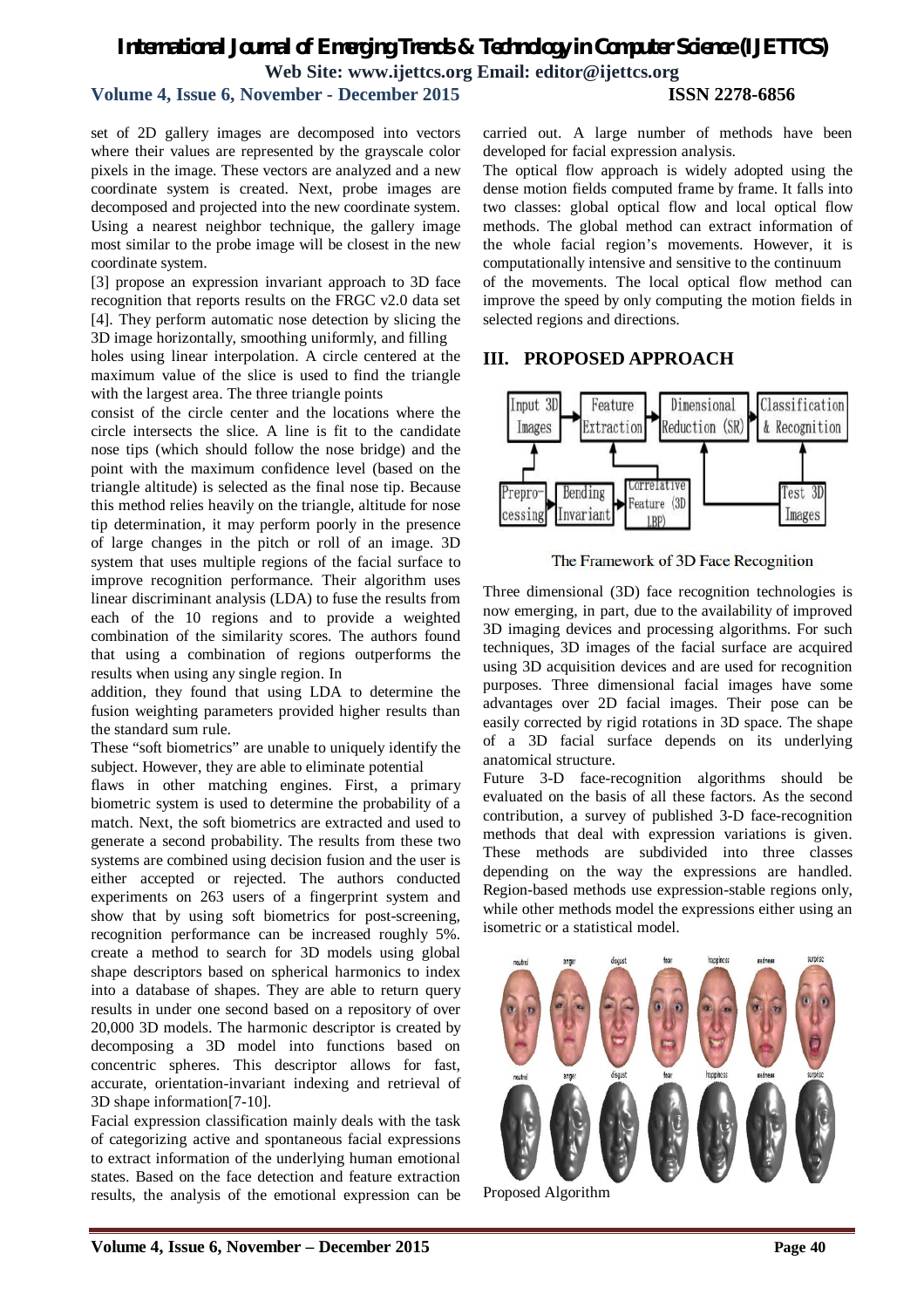set of 2D gallery images are decomposed into vectors where their values are represented by the grayscale color pixels in the image. These vectors are analyzed and a new coordinate system is created. Next, probe images are decomposed and projected into the new coordinate system. Using a nearest neighbor technique, the gallery image most similar to the probe image will be closest in the new coordinate system.

[3] propose an expression invariant approach to 3D face recognition that reports results on the FRGC v2.0 data set [4]. They perform automatic nose detection by slicing the 3D image horizontally, smoothing uniformly, and filling holes using linear interpolation. A circle centered at the maximum value of the slice is used to find the triangle with the largest area. The three triangle points consist of the circle center and the locations where the circle intersects the slice. A line is fit to the candidate nose tips (which should follow the nose bridge) and the point with the maximum confidence level (based on the triangle altitude) is selected as the final nose tip. Because this method relies heavily on the triangle, altitude for nose tip determination, it may perform poorly in the presence of large changes in the pitch or roll of an image. 3D system that uses multiple regions of the facial surface to improve recognition performance. Their algorithm uses linear discriminant analysis (LDA) to fuse the results from each of the 10 regions and to provide a weighted combination of the similarity scores. The authors found that using a combination of regions outperforms the results when using any single region. In addition, they found that using LDA to determine the fusion weighting parameters provided higher results than the standard sum rule.

These "soft biometrics" are unable to uniquely identify the subject. However, they are able to eliminate potential flaws in other matching engines. First, a primary biometric system is used to determine the probability of a match. Next, the soft biometrics are extracted and used to generate a second probability. The results from these two systems are combined using decision fusion and the user is either accepted or rejected. The authors conducted experiments on 263 users of a fingerprint system and show that by using soft biometrics for post-screening, recognition performance can be increased roughly 5%. create a method to search for 3D models using global shape descriptors based on spherical harmonics to index into a database of shapes. They are able to return query results in under one second based on a repository of over 20,000 3D models. The harmonic descriptor is created by decomposing a 3D model into functions based on concentric spheres. This descriptor allows for fast, accurate, orientation-invariant indexing and retrieval of 3D shape information[7-10].

Facial expression classification mainly deals with the task of categorizing active and spontaneous facial expressions to extract information of the underlying human emotional states. Based on the face detection and feature extraction results, the analysis of the emotional expression can be carried out. A large number of methods have been developed for facial expression analysis.

The optical flow approach is widely adopted using the dense motion fields computed frame by frame. It falls into two classes: global optical flow and local optical flow methods. The global method can extract information of the whole facial region's movements. However, it is computationally intensive and sensitive to the continuum of the movements. The local optical flow method can improve the speed by only computing the motion fields in selected regions and directions.

## III. PROPOSED APPROACH

The Framework of 3D Face Recognition

Three dimensional (3D) face recognition technologies is now emerging, in part, due to the availability of improved 3D imaging devices and processing algorithms. For such techniques, 3D images of the facial surface are acquired using 3D acquisition devices and are used for recognition purposes. Three dimensional facial images have some advantages over 2D facial images. Their pose can be easily corrected by rigid rotations in 3D space. The shape of a 3D facial surface depends on its underlying anatomical structure.

Future 3-D face-recognition algorithms should be evaluated on the basis of all these factors. As the second contribution, a survey of published 3-D face-recognition methods that deal with expression variations is given. These methods are subdivided into three classes depending on the way the expressions are handled. Region-based methods use expression-stable regions only, while other methods model the expressions either using an isometric or a statistical model.

Proposed Algorithm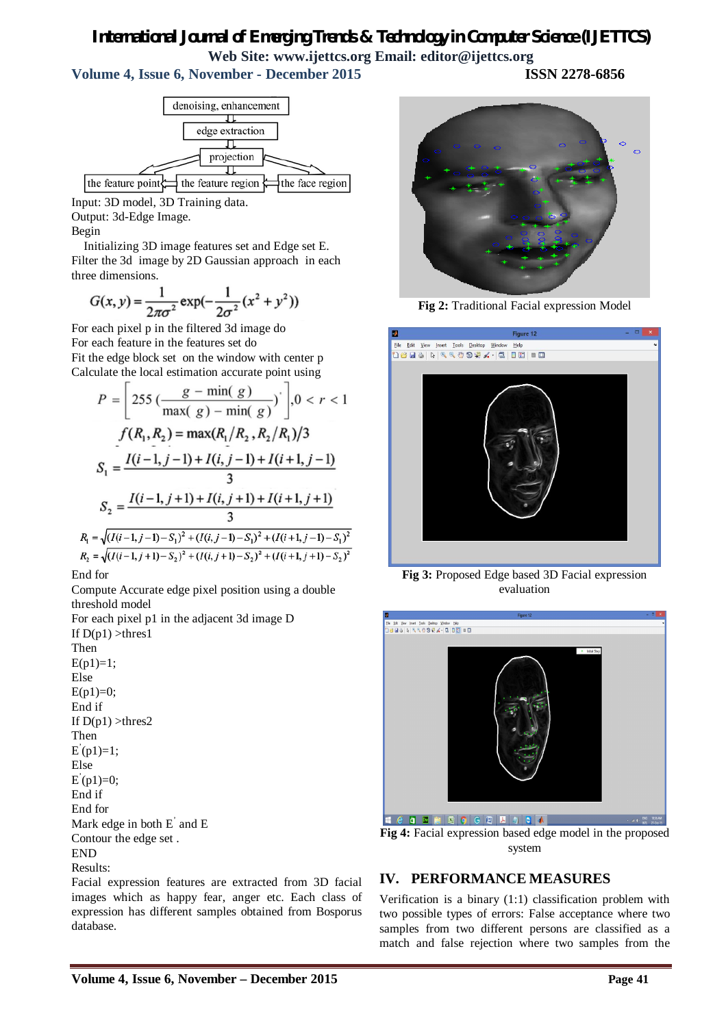denoising, enhancement → edge extraction → projection → the feature point / the feature region / the face region

Input: 3D model, 3D Training data.
Output: 3d-Edge Image.
Begin

Initializing 3D image features set and Edge set E.
Filter the 3d image by 2D Gaussian approach in each three dimensions.

$$G(x, y) = \frac{1}{2\pi\sigma^2} \exp(-\frac{1}{2\sigma^2}(x^2 + y^2))$$

For each pixel p in the filtered 3d image do
For each feature in the features set do
Fit the edge block set on the window with center p
Calculate the local estimation accurate point using

$$P = \left[ 255 \left( \frac{g - \min(g)}{\max(g) - \min(g)} \right)^r \right], 0 < r < 1$$

$$f(R_1, R_2) = \max(R_1/R_2, R_2/R_1)/3$$

$$S_1 = \frac{I(i-1, j-1) + I(i, j-1) + I(i+1, j-1)}{3}$$

$$S_2 = \frac{I(i-1, j+1) + I(i, j+1) + I(i+1, j+1)}{3}$$

$$R_1 = \sqrt{(I(i-1, j-1) - S_1)^2 + (I(i, j-1) - S_1)^2 + (I(i+1, j-1) - S_1)^2}$$
$$R_2 = \sqrt{(I(i-1, j+1) - S_2)^2 + (I(i, j+1) - S_2)^2 + (I(i+1, j+1) - S_2)^2}$$

End for
Compute Accurate edge pixel position using a double threshold model
For each pixel p1 in the adjacent 3d image D
If D(p1) >thres1
Then
E(p1)=1;
Else
E(p1)=0;
End if
If D(p1) >thres2
Then
$E^{'}$(p1)=1;
Else
$E^{'}$(p1)=0;
End if
End for
Mark edge in both $E^{'}$ and E
Contour the edge set .
END
Results:

Facial expression features are extracted from 3D facial images which as happy fear, anger etc. Each class of expression has different samples obtained from Bosporus database.

**Fig 2:** Traditional Facial expression Model

**Fig 3:** Proposed Edge based 3D Facial expression evaluation

**Fig 4:** Facial expression based edge model in the proposed system

## IV. PERFORMANCE MEASURES

Verification is a binary (1:1) classification problem with two possible types of errors: False acceptance where two samples from two different persons are classified as a match and false rejection where two samples from the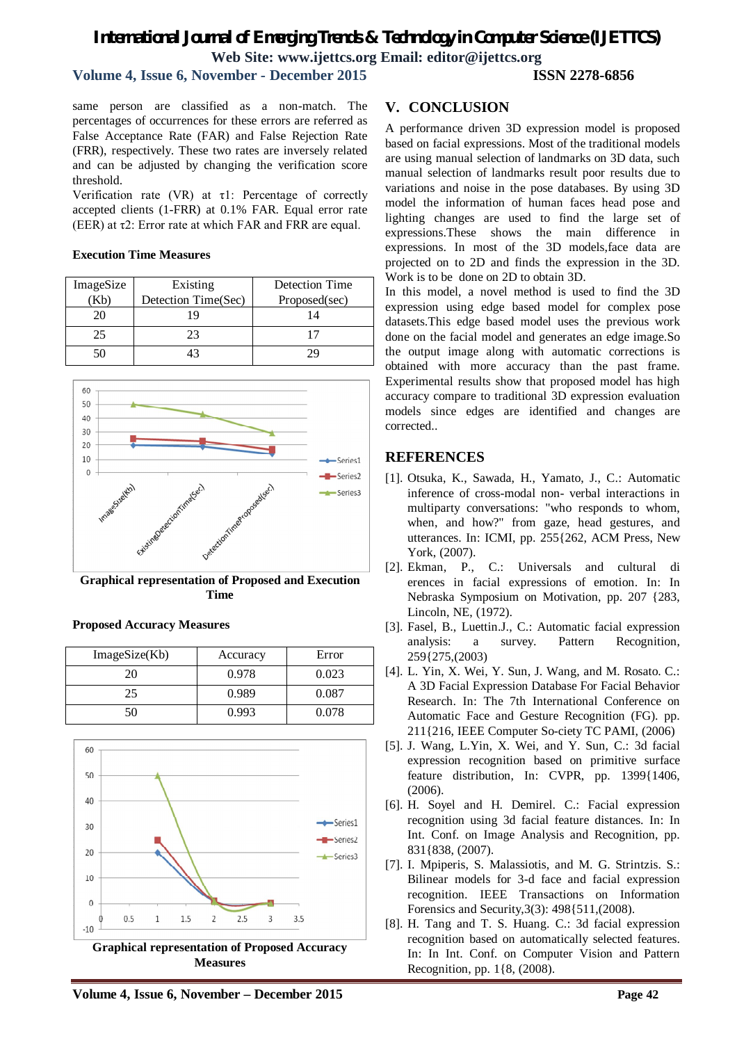same person are classified as a non-match. The percentages of occurrences for these errors are referred as False Acceptance Rate (FAR) and False Rejection Rate (FRR), respectively. These two rates are inversely related and can be adjusted by changing the verification score threshold.

Verification rate (VR) at $\tau 1$: Percentage of correctly accepted clients (1-FRR) at 0.1% FAR. Equal error rate (EER) at $\tau 2$: Error rate at which FAR and FRR are equal.

**Execution Time Measures**

| ImageSize (Kb) | Existing Detection Time(Sec) | Detection Time Proposed(sec) |
|---|---|---|
| 20 | 19 | 14 |
| 25 | 23 | 17 |
| 50 | 43 | 29 |

**Graphical representation of Proposed and Execution Time**

**Proposed Accuracy Measures**

| ImageSize(Kb) | Accuracy | Error |
|---|---|---|
| 20 | 0.978 | 0.023 |
| 25 | 0.989 | 0.087 |
| 50 | 0.993 | 0.078 |

**Graphical representation of Proposed Accuracy Measures**

## V. CONCLUSION

A performance driven 3D expression model is proposed based on facial expressions. Most of the traditional models are using manual selection of landmarks on 3D data, such manual selection of landmarks result poor results due to variations and noise in the pose databases. By using 3D model the information of human faces head pose and lighting changes are used to find the large set of expressions.These shows the main difference in expressions. In most of the 3D models,face data are projected on to 2D and finds the expression in the 3D. Work is to be done on 2D to obtain 3D.

In this model, a novel method is used to find the 3D expression using edge based model for complex pose datasets.This edge based model uses the previous work done on the facial model and generates an edge image.So the output image along with automatic corrections is obtained with more accuracy than the past frame. Experimental results show that proposed model has high accuracy compare to traditional 3D expression evaluation models since edges are identified and changes are corrected..

## REFERENCES

[1]. Otsuka, K., Sawada, H., Yamato, J., C.: Automatic inference of cross-modal non- verbal interactions in multiparty conversations: "who responds to whom, when, and how?" from gaze, head gestures, and utterances. In: ICMI, pp. 255{262, ACM Press, New York, (2007).

[2]. Ekman, P., C.: Universals and cultural di erences in facial expressions of emotion. In: In Nebraska Symposium on Motivation, pp. 207 {283, Lincoln, NE, (1972).

[3]. Fasel, B., Luettin.J., C.: Automatic facial expression analysis: a survey. Pattern Recognition, 259{275,(2003)

[4]. L. Yin, X. Wei, Y. Sun, J. Wang, and M. Rosato. C.: A 3D Facial Expression Database For Facial Behavior Research. In: The 7th International Conference on Automatic Face and Gesture Recognition (FG). pp. 211{216, IEEE Computer So-ciety TC PAMI, (2006)

[5]. J. Wang, L.Yin, X. Wei, and Y. Sun, C.: 3d facial expression recognition based on primitive surface feature distribution, In: CVPR, pp. 1399{1406, (2006).

[6]. H. Soyel and H. Demirel. C.: Facial expression recognition using 3d facial feature distances. In: In Int. Conf. on Image Analysis and Recognition, pp. 831{838, (2007).

[7]. I. Mpiperis, S. Malassiotis, and M. G. Strintzis. S.: Bilinear models for 3-d face and facial expression recognition. IEEE Transactions on Information Forensics and Security,3(3): 498{511,(2008).

[8]. H. Tang and T. S. Huang. C.: 3d facial expression recognition based on automatically selected features. In: In Int. Conf. on Computer Vision and Pattern Recognition, pp. 1{8, (2008).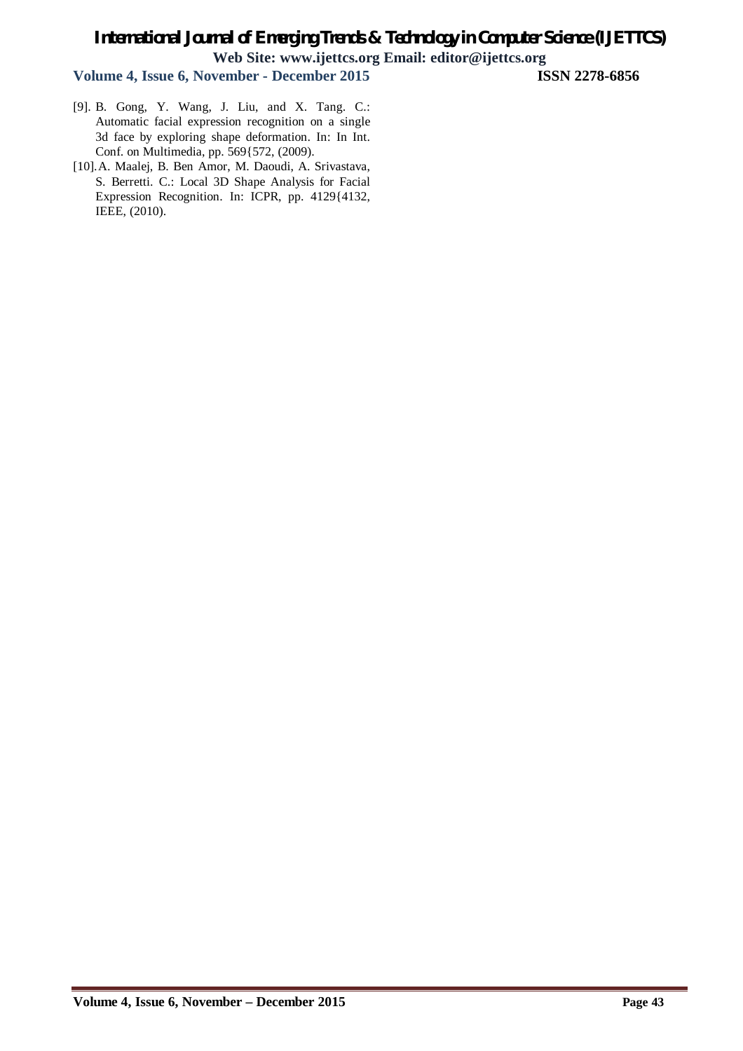[9]. B. Gong, Y. Wang, J. Liu, and X. Tang. C.: Automatic facial expression recognition on a single 3d face by exploring shape deformation. In: In Int. Conf. on Multimedia, pp. 569{572, (2009).

[10]. A. Maalej, B. Ben Amor, M. Daoudi, A. Srivastava, S. Berretti. C.: Local 3D Shape Analysis for Facial Expression Recognition. In: ICPR, pp. 4129{4132, IEEE, (2010).